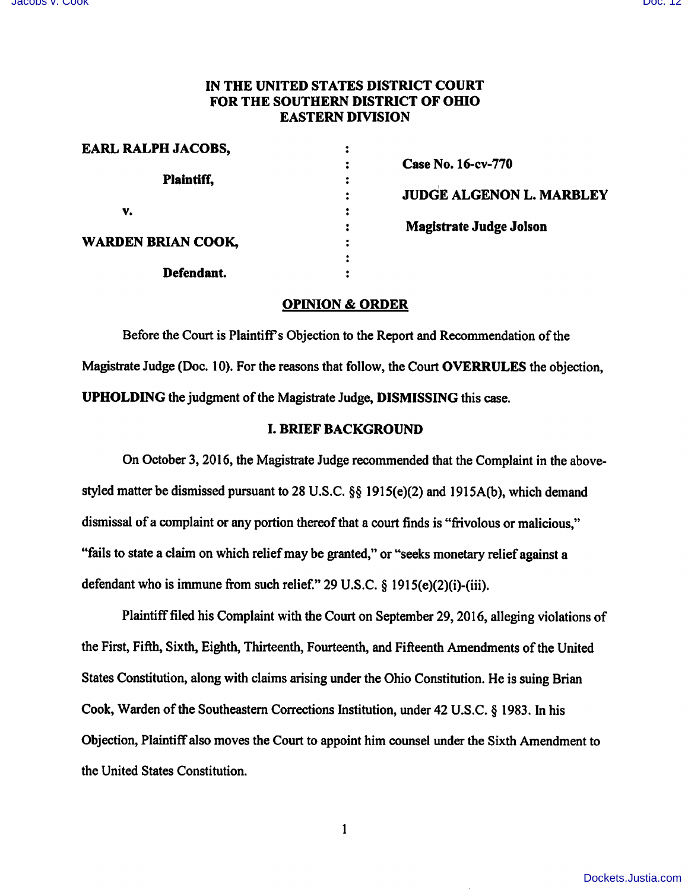# IN THE UNITED STATES DISTRICT COURT FOR THE SOUTHERN DISTRICT OF OHIO EASTERN DIVISION

| | | |
|---|---|---|
| **EARL RALPH JACOBS,** | : | |
| | : | **Case No. 16-cv-770** |
| **Plaintiff,** | : | |
| | : | **JUDGE ALGENON L. MARBLEY** |
| **v.** | : | |
| | : | **Magistrate Judge Jolson** |
| **WARDEN BRIAN COOK,** | : | |
| | : | |
| **Defendant.** | : | |

## OPINION & ORDER

Before the Court is Plaintiff's Objection to the Report and Recommendation of the Magistrate Judge (Doc. 10). For the reasons that follow, the Court **OVERRULES** the objection, **UPHOLDING** the judgment of the Magistrate Judge, **DISMISSING** this case.

## I. BRIEF BACKGROUND

On October 3, 2016, the Magistrate Judge recommended that the Complaint in the above-styled matter be dismissed pursuant to 28 U.S.C. §§ 1915(e)(2) and 1915A(b), which demand dismissal of a complaint or any portion thereof that a court finds is "frivolous or malicious," "fails to state a claim on which relief may be granted," or "seeks monetary relief against a defendant who is immune from such relief." 29 U.S.C. § 1915(e)(2)(i)-(iii).

Plaintiff filed his Complaint with the Court on September 29, 2016, alleging violations of the First, Fifth, Sixth, Eighth, Thirteenth, Fourteenth, and Fifteenth Amendments of the United States Constitution, along with claims arising under the Ohio Constitution. He is suing Brian Cook, Warden of the Southeastern Corrections Institution, under 42 U.S.C. § 1983. In his Objection, Plaintiff also moves the Court to appoint him counsel under the Sixth Amendment to the United States Constitution.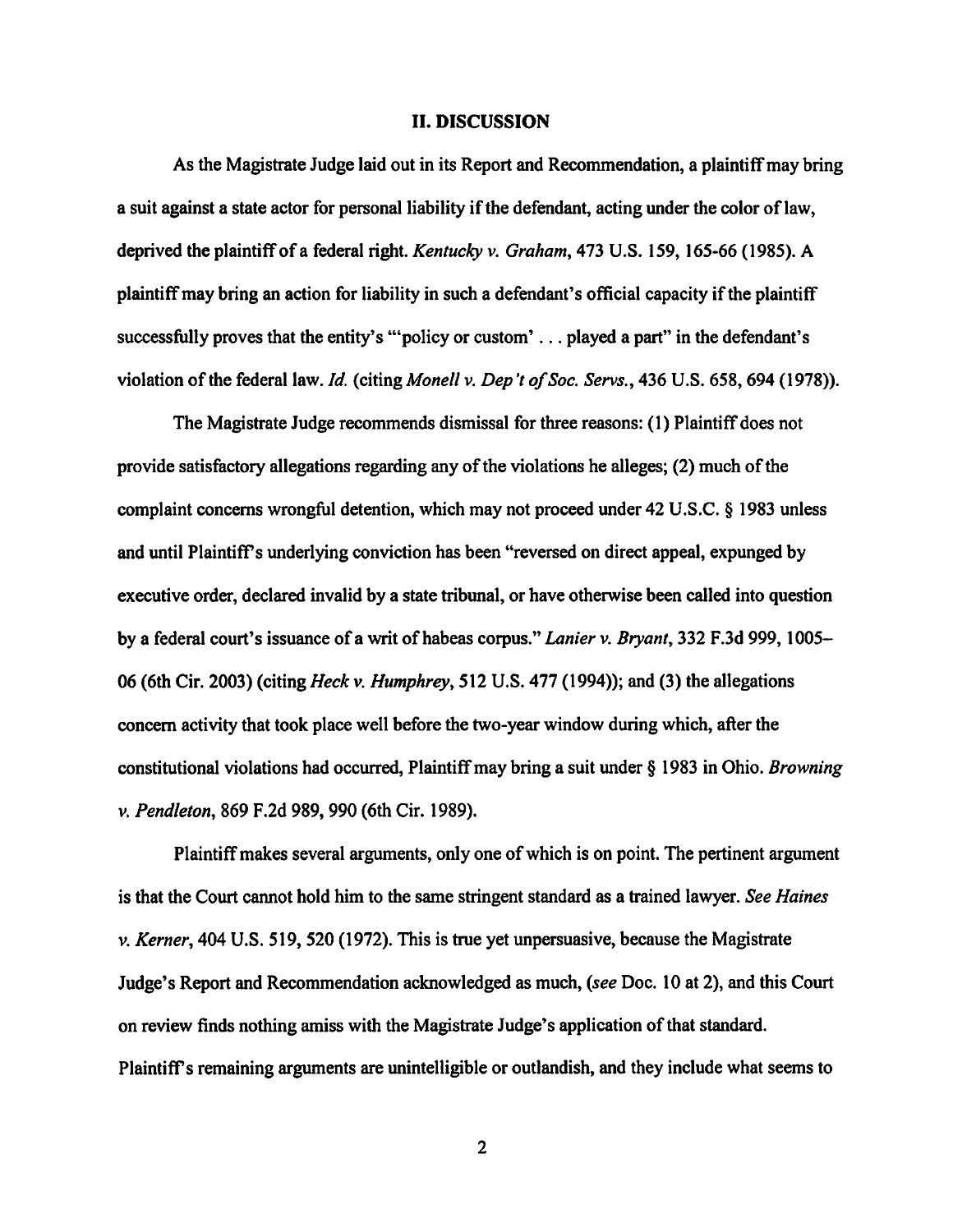## II. DISCUSSION

As the Magistrate Judge laid out in its Report and Recommendation, a plaintiff may bring a suit against a state actor for personal liability if the defendant, acting under the color of law, deprived the plaintiff of a federal right. *Kentucky v. Graham*, 473 U.S. 159, 165-66 (1985). A plaintiff may bring an action for liability in such a defendant's official capacity if the plaintiff successfully proves that the entity's "'policy or custom' . . . played a part" in the defendant's violation of the federal law. *Id.* (citing *Monell v. Dep't of Soc. Servs.*, 436 U.S. 658, 694 (1978)).

The Magistrate Judge recommends dismissal for three reasons: (1) Plaintiff does not provide satisfactory allegations regarding any of the violations he alleges; (2) much of the complaint concerns wrongful detention, which may not proceed under 42 U.S.C. § 1983 unless and until Plaintiff's underlying conviction has been "reversed on direct appeal, expunged by executive order, declared invalid by a state tribunal, or have otherwise been called into question by a federal court's issuance of a writ of habeas corpus." *Lanier v. Bryant*, 332 F.3d 999, 1005–06 (6th Cir. 2003) (citing *Heck v. Humphrey*, 512 U.S. 477 (1994)); and (3) the allegations concern activity that took place well before the two-year window during which, after the constitutional violations had occurred, Plaintiff may bring a suit under § 1983 in Ohio. *Browning v. Pendleton*, 869 F.2d 989, 990 (6th Cir. 1989).

Plaintiff makes several arguments, only one of which is on point. The pertinent argument is that the Court cannot hold him to the same stringent standard as a trained lawyer. *See Haines v. Kerner*, 404 U.S. 519, 520 (1972). This is true yet unpersuasive, because the Magistrate Judge's Report and Recommendation acknowledged as much, (*see* Doc. 10 at 2), and this Court on review finds nothing amiss with the Magistrate Judge's application of that standard. Plaintiff's remaining arguments are unintelligible or outlandish, and they include what seems to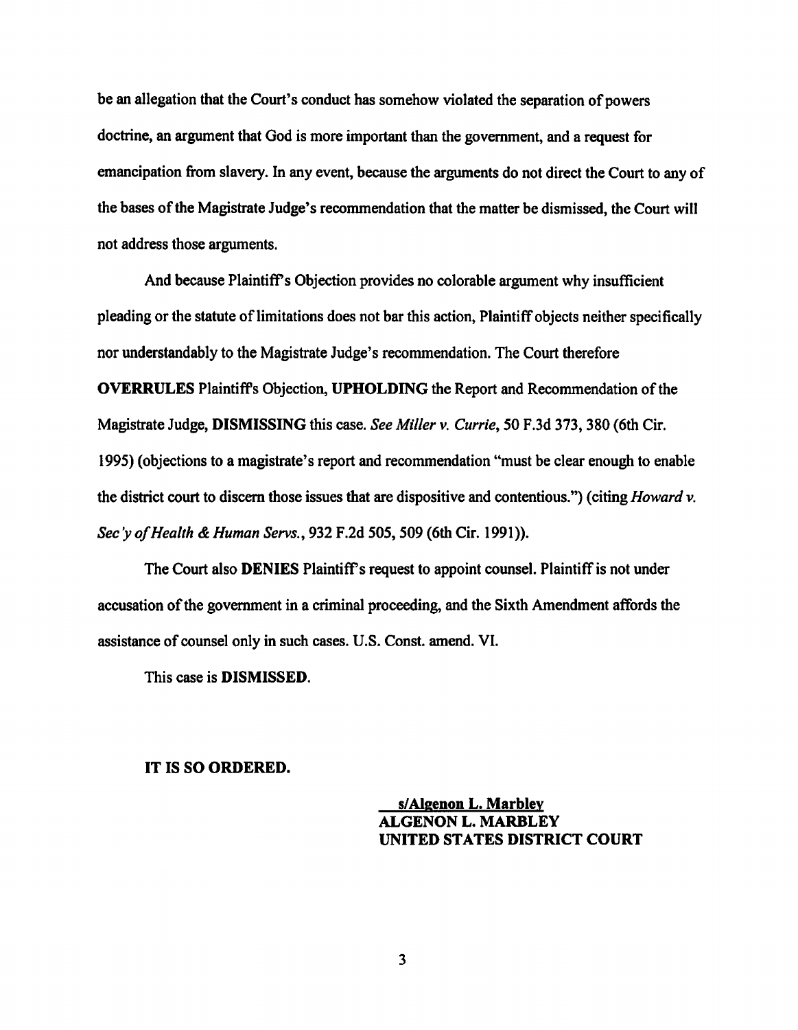be an allegation that the Court's conduct has somehow violated the separation of powers doctrine, an argument that God is more important than the government, and a request for emancipation from slavery. In any event, because the arguments do not direct the Court to any of the bases of the Magistrate Judge's recommendation that the matter be dismissed, the Court will not address those arguments.

And because Plaintiff's Objection provides no colorable argument why insufficient pleading or the statute of limitations does not bar this action, Plaintiff objects neither specifically nor understandably to the Magistrate Judge's recommendation. The Court therefore **OVERRULES** Plaintiff's Objection, **UPHOLDING** the Report and Recommendation of the Magistrate Judge, **DISMISSING** this case. *See Miller v. Currie*, 50 F.3d 373, 380 (6th Cir. 1995) (objections to a magistrate's report and recommendation "must be clear enough to enable the district court to discern those issues that are dispositive and contentious.") (citing *Howard v. Sec'y of Health & Human Servs.*, 932 F.2d 505, 509 (6th Cir. 1991)).

The Court also **DENIES** Plaintiff's request to appoint counsel. Plaintiff is not under accusation of the government in a criminal proceeding, and the Sixth Amendment affords the assistance of counsel only in such cases. U.S. Const. amend. VI.

This case is **DISMISSED**.

**IT IS SO ORDERED.**

**s/Algenon L. Marbley**
**ALGENON L. MARBLEY**
**UNITED STATES DISTRICT COURT**